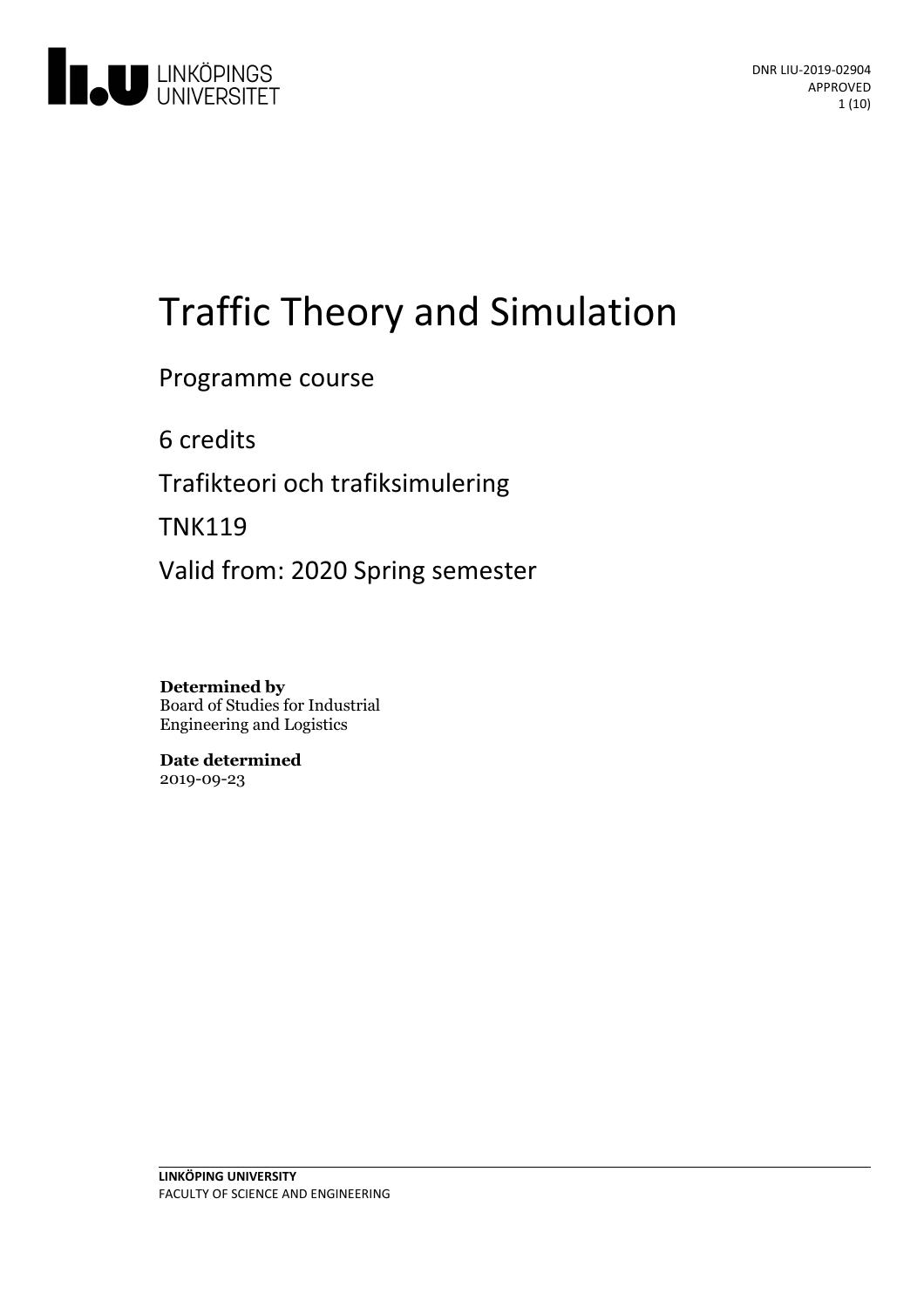DNR LIU-2019-02904
APPROVED

# Traffic Theory and Simulation

Programme course

6 credits

Trafikteori och trafiksimulering

TNK119

Valid from: 2020 Spring semester

**Determined by**
Board of Studies for Industrial Engineering and Logistics

**Date determined**
2019-09-23

**LINKÖPING UNIVERSITY**
FACULTY OF SCIENCE AND ENGINEERING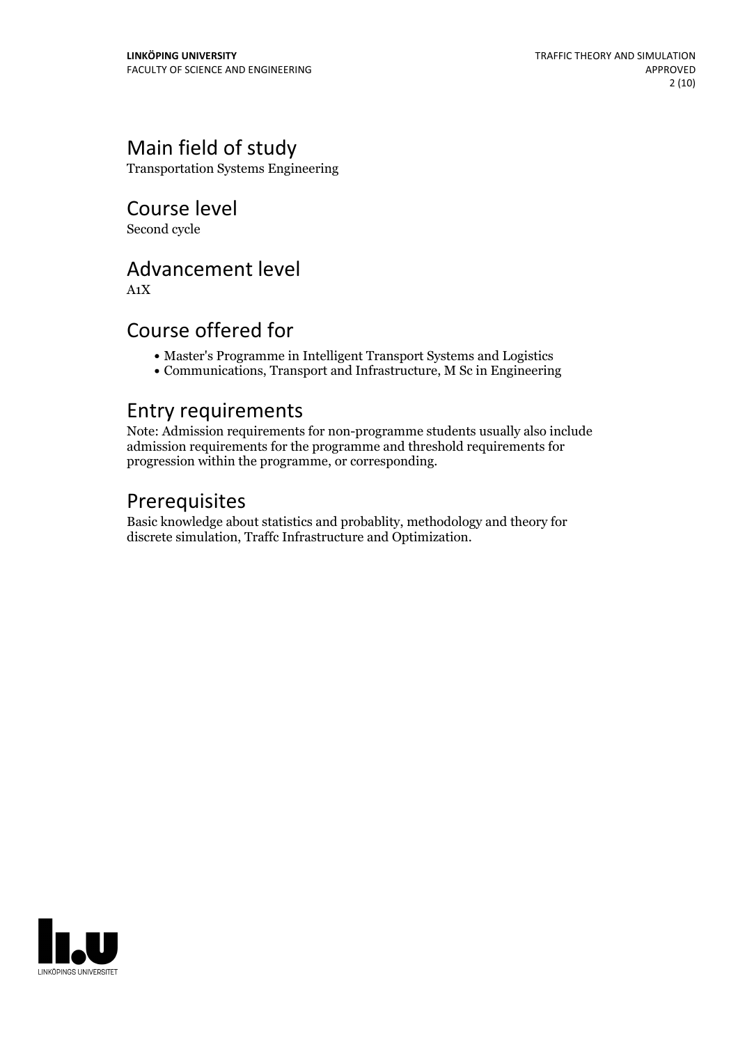## Main field of study

Transportation Systems Engineering

## Course level

Second cycle

## Advancement level

A1X

## Course offered for

- Master's Programme in Intelligent Transport Systems and Logistics
- Communications, Transport and Infrastructure, M Sc in Engineering

## Entry requirements

Note: Admission requirements for non-programme students usually also include admission requirements for the programme and threshold requirements for progression within the programme, or corresponding.

## Prerequisites

Basic knowledge about statistics and probablity, methodology and theory for discrete simulation, Traffc Infrastructure and Optimization.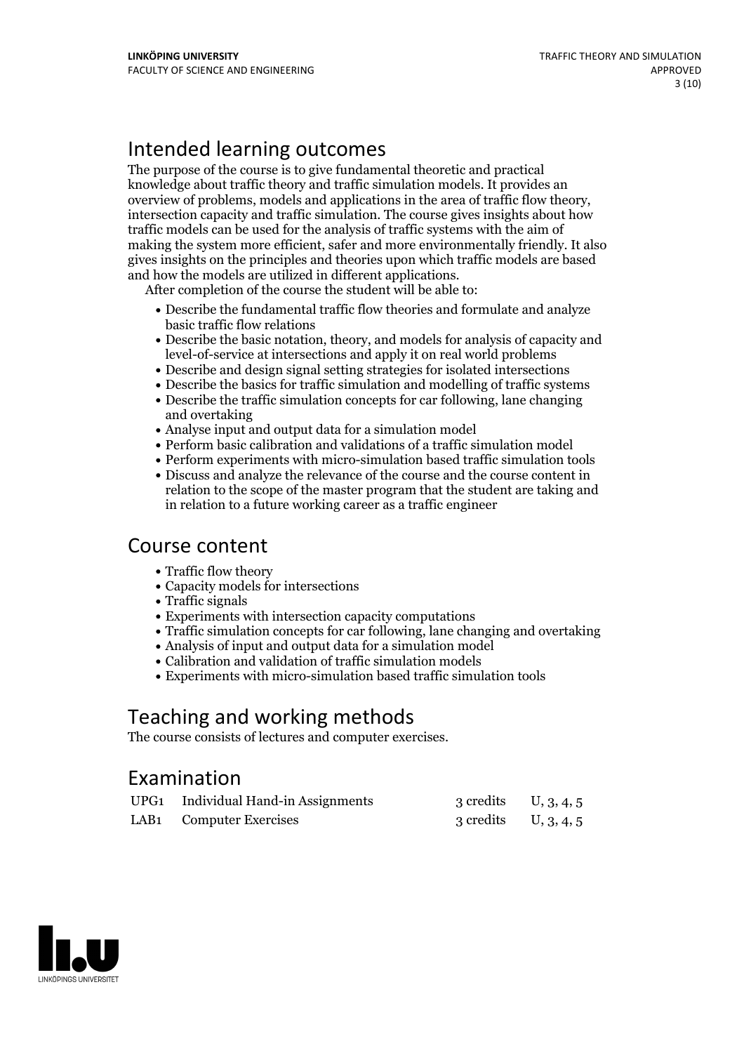## Intended learning outcomes

The purpose of the course is to give fundamental theoretic and practical knowledge about traffic theory and traffic simulation models. It provides an overview of problems, models and applications in the area of traffic flow theory, intersection capacity and traffic simulation. The course gives insights about how traffic models can be used for the analysis of traffic systems with the aim of making the system more efficient, safer and more environmentally friendly. It also gives insights on the principles and theories upon which traffic models are based and how the models are utilized in different applications.

After completion of the course the student will be able to:

- Describe the fundamental traffic flow theories and formulate and analyze basic traffic flow relations
- Describe the basic notation, theory, and models for analysis of capacity and level-of-service at intersections and apply it on real world problems
- Describe and design signal setting strategies for isolated intersections
- Describe the basics for traffic simulation and modelling of traffic systems
- Describe the traffic simulation concepts for car following, lane changing and overtaking
- Analyse input and output data for a simulation model
- Perform basic calibration and validations of a traffic simulation model
- Perform experiments with micro-simulation based traffic simulation tools
- Discuss and analyze the relevance of the course and the course content in relation to the scope of the master program that the student are taking and in relation to a future working career as a traffic engineer

## Course content

- Traffic flow theory
- Capacity models for intersections
- Traffic signals
- Experiments with intersection capacity computations
- Traffic simulation concepts for car following, lane changing and overtaking
- Analysis of input and output data for a simulation model
- Calibration and validation of traffic simulation models
- Experiments with micro-simulation based traffic simulation tools

## Teaching and working methods

The course consists of lectures and computer exercises.

## Examination

| | | | |
|---|---|---|---|
| UPG1 | Individual Hand-in Assignments | 3 credits | U, 3, 4, 5 |
| LAB1 | Computer Exercises | 3 credits | U, 3, 4, 5 |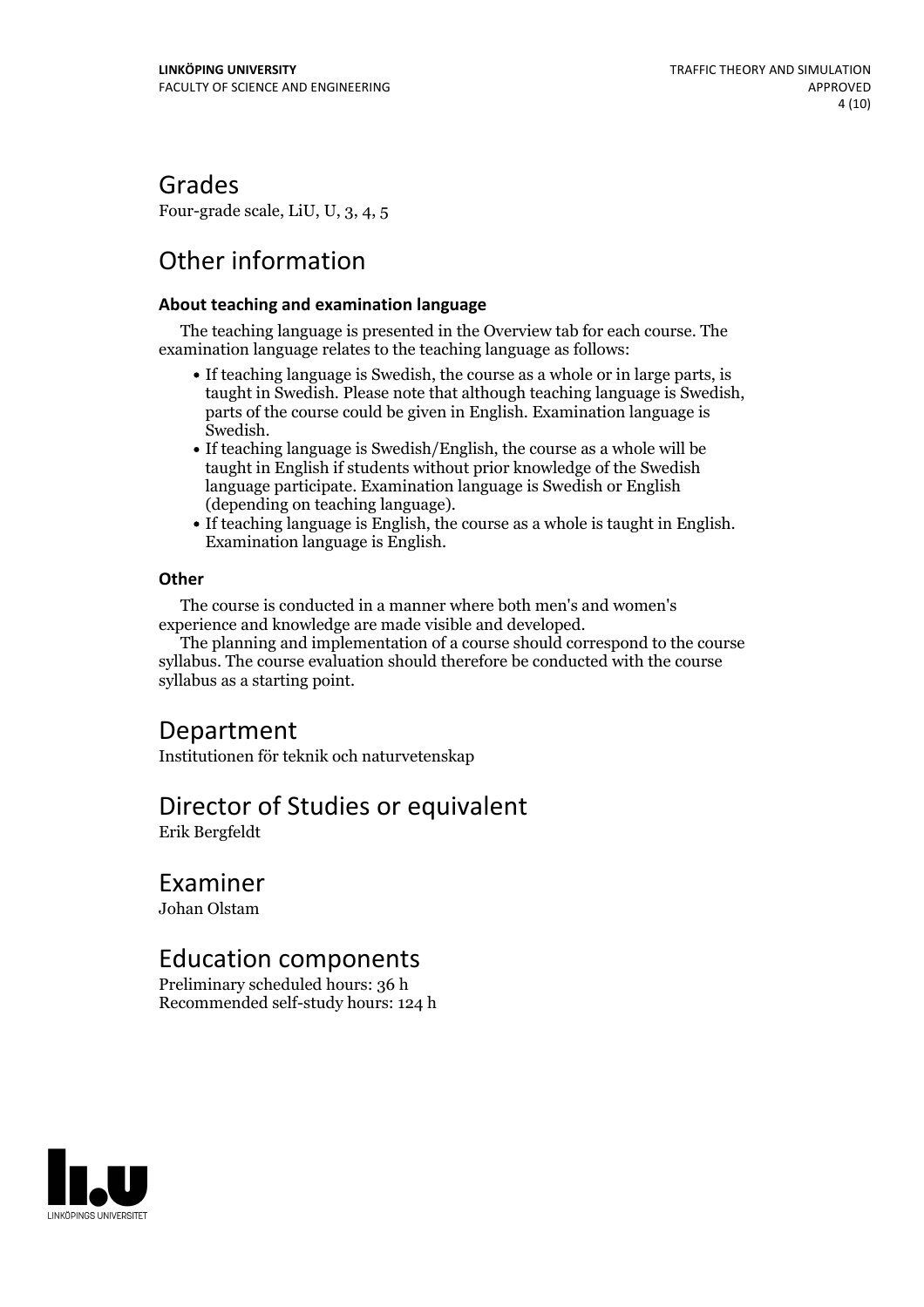## Grades

Four-grade scale, LiU, U, 3, 4, 5

## Other information

**About teaching and examination language**

The teaching language is presented in the Overview tab for each course. The examination language relates to the teaching language as follows:

- If teaching language is Swedish, the course as a whole or in large parts, is taught in Swedish. Please note that although teaching language is Swedish, parts of the course could be given in English. Examination language is Swedish.
- If teaching language is Swedish/English, the course as a whole will be taught in English if students without prior knowledge of the Swedish language participate. Examination language is Swedish or English (depending on teaching language).
- If teaching language is English, the course as a whole is taught in English. Examination language is English.

**Other**

The course is conducted in a manner where both men's and women's experience and knowledge are made visible and developed.

The planning and implementation of a course should correspond to the course syllabus. The course evaluation should therefore be conducted with the course syllabus as a starting point.

## Department

Institutionen för teknik och naturvetenskap

## Director of Studies or equivalent

Erik Bergfeldt

## Examiner

Johan Olstam

## Education components

Preliminary scheduled hours: 36 h
Recommended self-study hours: 124 h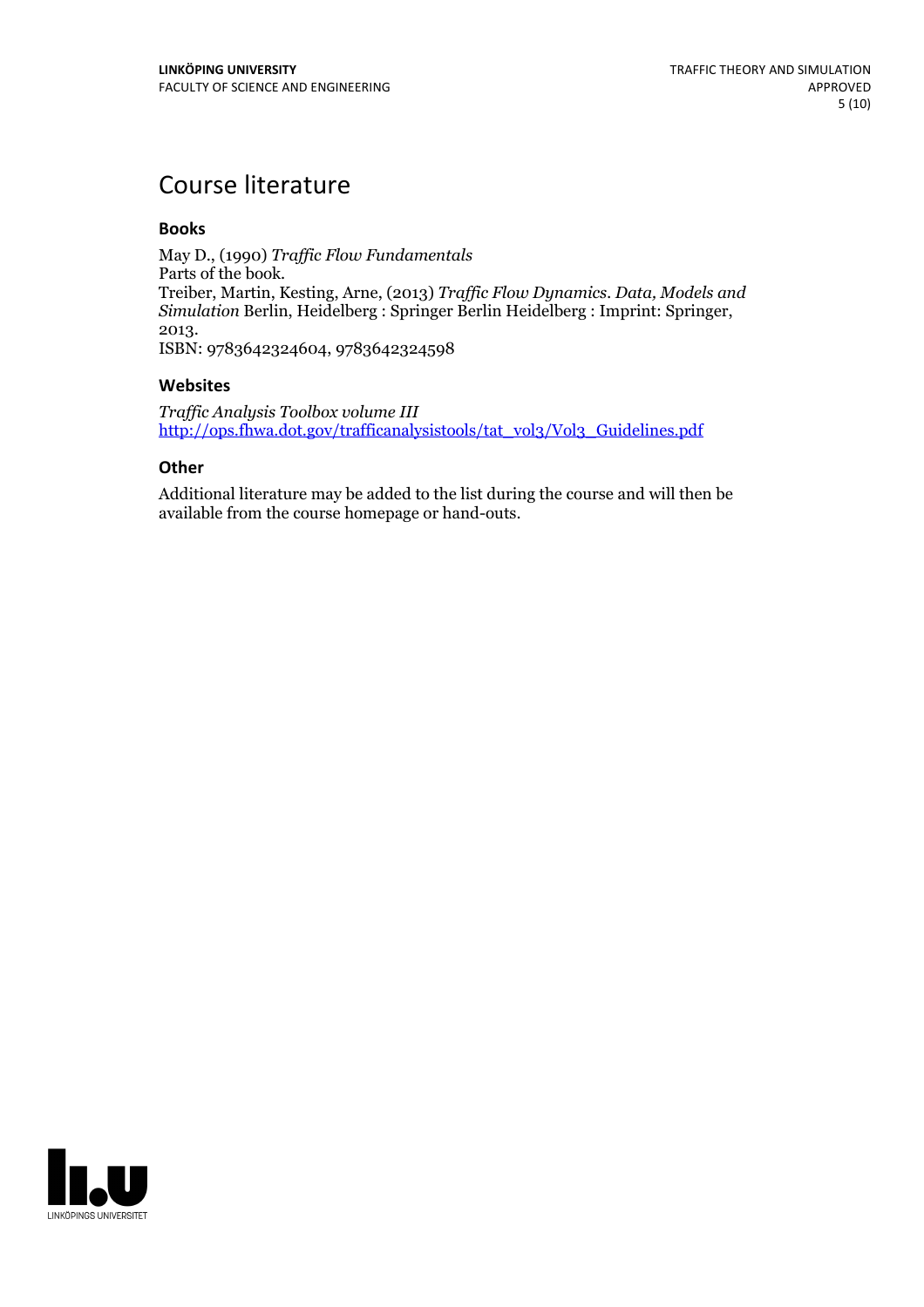# Course literature

### Books

May D., (1990) *Traffic Flow Fundamentals*
Parts of the book.
Treiber, Martin, Kesting, Arne, (2013) *Traffic Flow Dynamics. Data, Models and Simulation* Berlin, Heidelberg : Springer Berlin Heidelberg : Imprint: Springer, 2013.
ISBN: 9783642324604, 9783642324598

### Websites

*Traffic Analysis Toolbox volume III*
http://ops.fhwa.dot.gov/trafficanalysistools/tat_vol3/Vol3_Guidelines.pdf

### Other

Additional literature may be added to the list during the course and will then be available from the course homepage or hand-outs.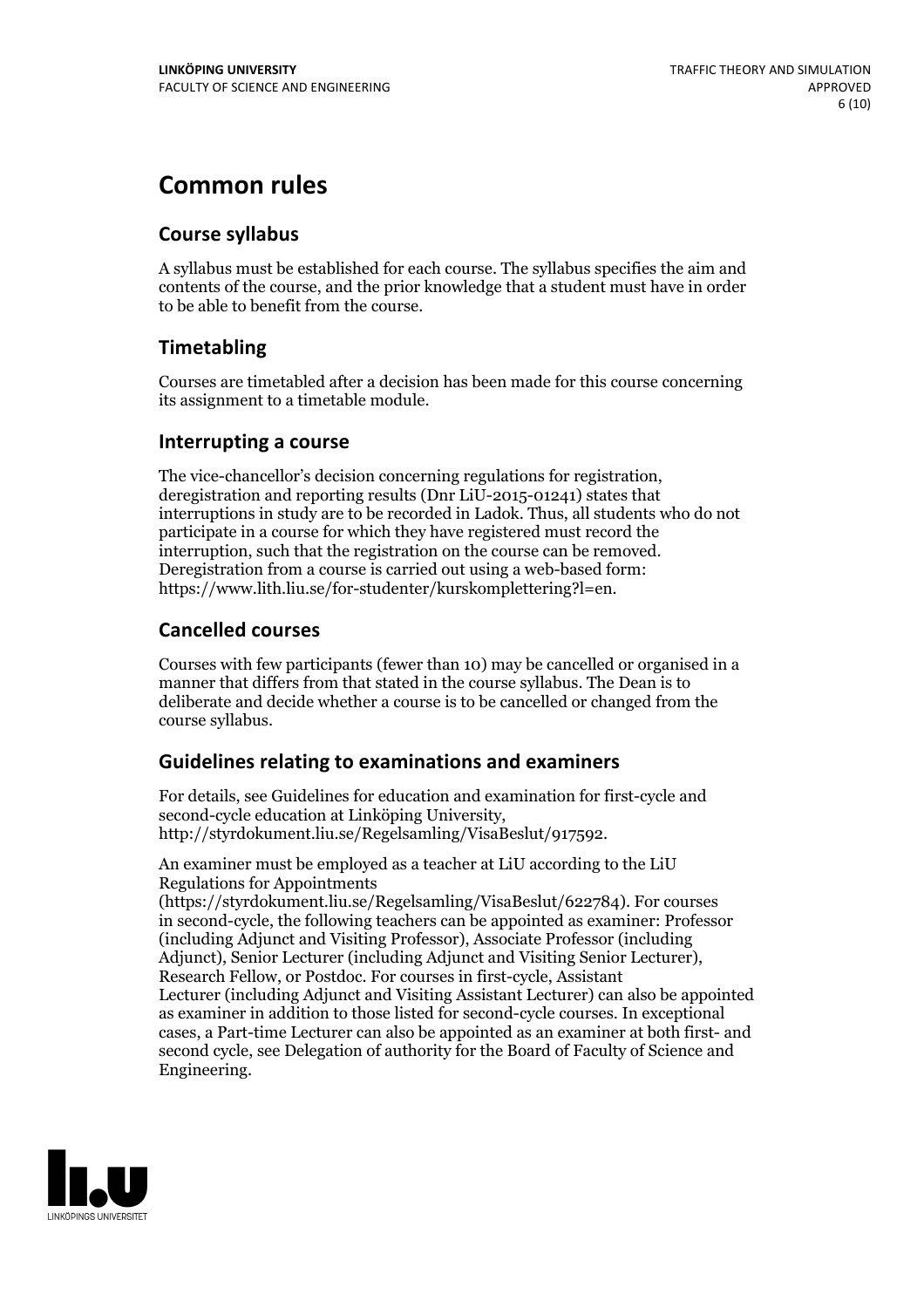# Common rules

## Course syllabus

A syllabus must be established for each course. The syllabus specifies the aim and contents of the course, and the prior knowledge that a student must have in order to be able to benefit from the course.

## Timetabling

Courses are timetabled after a decision has been made for this course concerning its assignment to a timetable module.

## Interrupting a course

The vice-chancellor's decision concerning regulations for registration, deregistration and reporting results (Dnr LiU-2015-01241) states that interruptions in study are to be recorded in Ladok. Thus, all students who do not participate in a course for which they have registered must record the interruption, such that the registration on the course can be removed. Deregistration from a course is carried out using a web-based form: https://www.lith.liu.se/for-studenter/kurskomplettering?l=en.

## Cancelled courses

Courses with few participants (fewer than 10) may be cancelled or organised in a manner that differs from that stated in the course syllabus. The Dean is to deliberate and decide whether a course is to be cancelled or changed from the course syllabus.

## Guidelines relating to examinations and examiners

For details, see Guidelines for education and examination for first-cycle and second-cycle education at Linköping University, http://styrdokument.liu.se/Regelsamling/VisaBeslut/917592.

An examiner must be employed as a teacher at LiU according to the LiU Regulations for Appointments (https://styrdokument.liu.se/Regelsamling/VisaBeslut/622784). For courses in second-cycle, the following teachers can be appointed as examiner: Professor (including Adjunct and Visiting Professor), Associate Professor (including Adjunct), Senior Lecturer (including Adjunct and Visiting Senior Lecturer), Research Fellow, or Postdoc. For courses in first-cycle, Assistant Lecturer (including Adjunct and Visiting Assistant Lecturer) can also be appointed as examiner in addition to those listed for second-cycle courses. In exceptional cases, a Part-time Lecturer can also be appointed as an examiner at both first- and second cycle, see Delegation of authority for the Board of Faculty of Science and Engineering.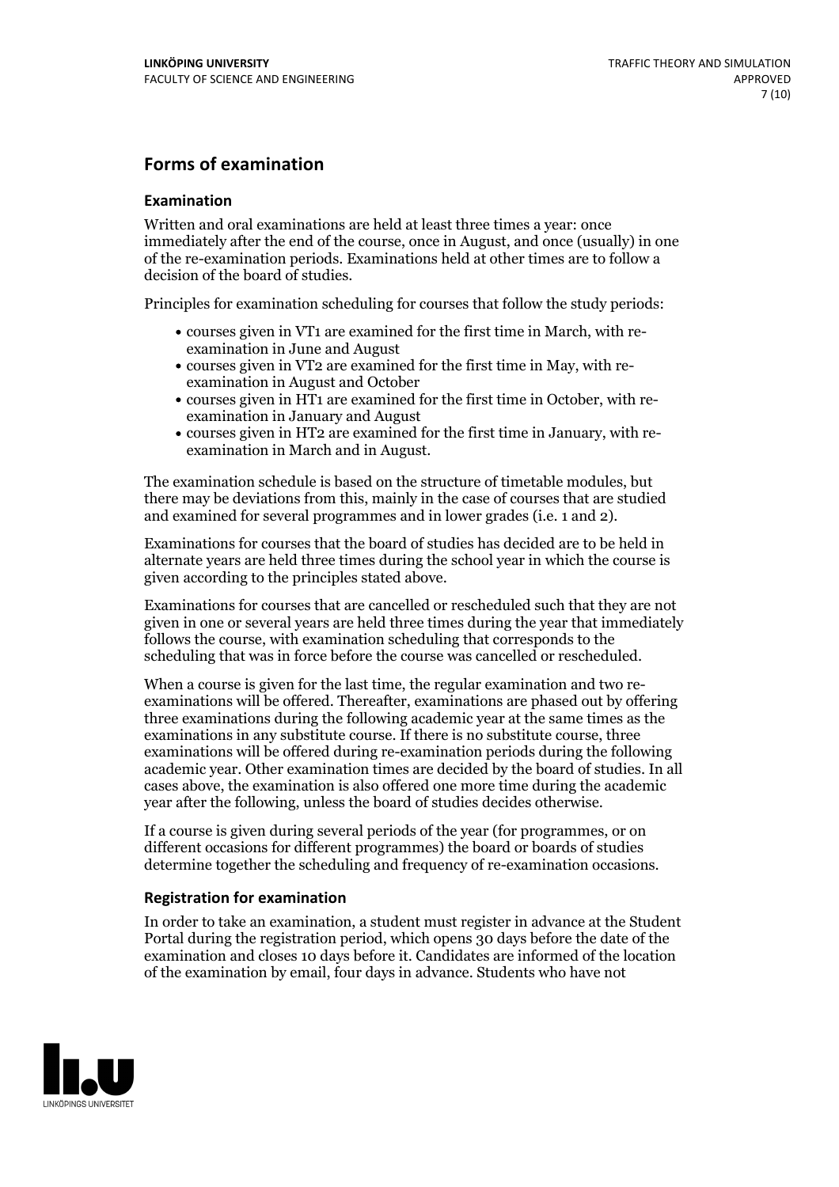## Forms of examination

### Examination

Written and oral examinations are held at least three times a year: once immediately after the end of the course, once in August, and once (usually) in one of the re-examination periods. Examinations held at other times are to follow a decision of the board of studies.

Principles for examination scheduling for courses that follow the study periods:

- courses given in VT1 are examined for the first time in March, with re-examination in June and August
- courses given in VT2 are examined for the first time in May, with re-examination in August and October
- courses given in HT1 are examined for the first time in October, with re-examination in January and August
- courses given in HT2 are examined for the first time in January, with re-examination in March and in August.

The examination schedule is based on the structure of timetable modules, but there may be deviations from this, mainly in the case of courses that are studied and examined for several programmes and in lower grades (i.e. 1 and 2).

Examinations for courses that the board of studies has decided are to be held in alternate years are held three times during the school year in which the course is given according to the principles stated above.

Examinations for courses that are cancelled or rescheduled such that they are not given in one or several years are held three times during the year that immediately follows the course, with examination scheduling that corresponds to the scheduling that was in force before the course was cancelled or rescheduled.

When a course is given for the last time, the regular examination and two re-examinations will be offered. Thereafter, examinations are phased out by offering three examinations during the following academic year at the same times as the examinations in any substitute course. If there is no substitute course, three examinations will be offered during re-examination periods during the following academic year. Other examination times are decided by the board of studies. In all cases above, the examination is also offered one more time during the academic year after the following, unless the board of studies decides otherwise.

If a course is given during several periods of the year (for programmes, or on different occasions for different programmes) the board or boards of studies determine together the scheduling and frequency of re-examination occasions.

### Registration for examination

In order to take an examination, a student must register in advance at the Student Portal during the registration period, which opens 30 days before the date of the examination and closes 10 days before it. Candidates are informed of the location of the examination by email, four days in advance. Students who have not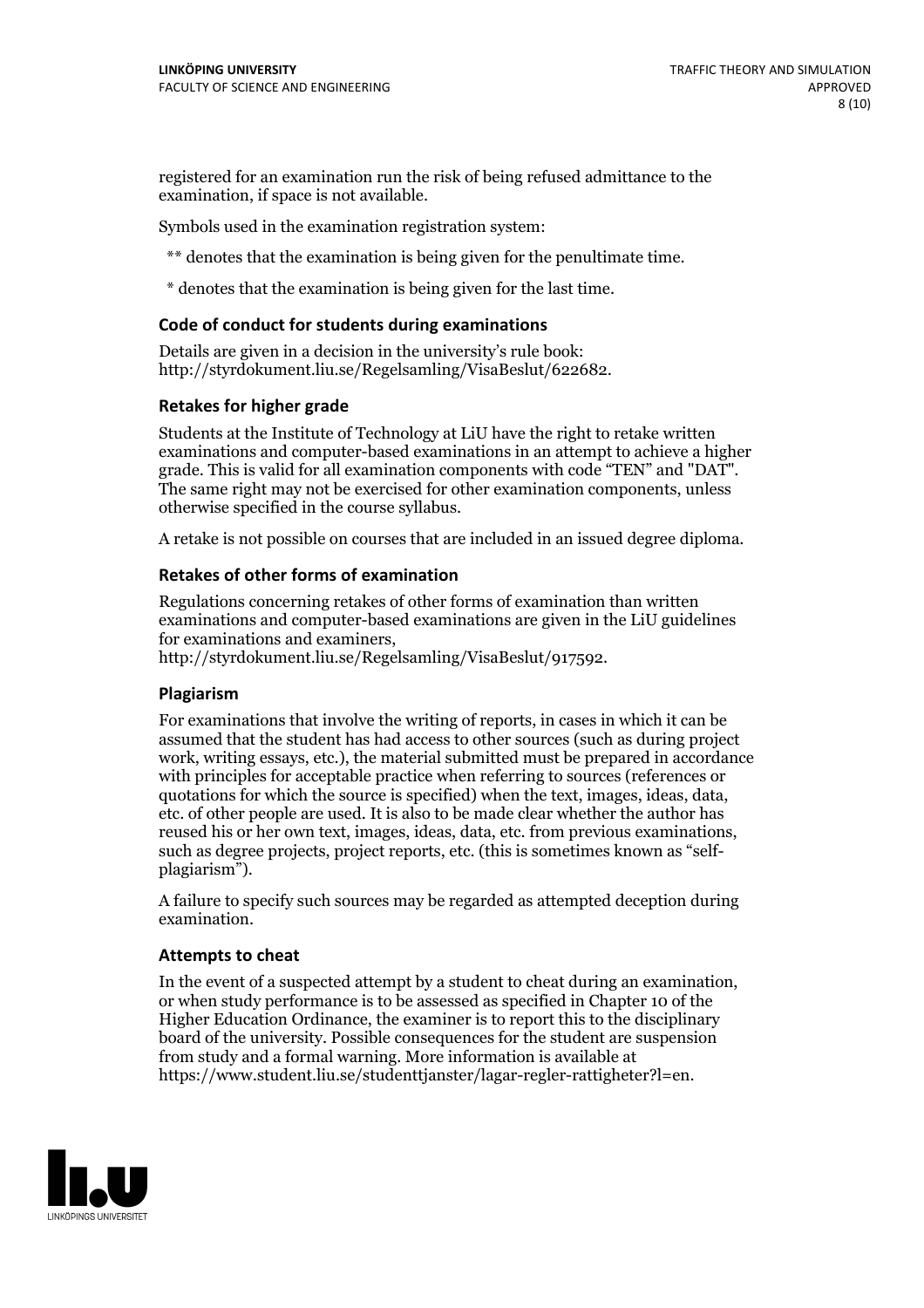registered for an examination run the risk of being refused admittance to the examination, if space is not available.

Symbols used in the examination registration system:

** denotes that the examination is being given for the penultimate time.

* denotes that the examination is being given for the last time.

### Code of conduct for students during examinations

Details are given in a decision in the university's rule book: http://styrdokument.liu.se/Regelsamling/VisaBeslut/622682.

### Retakes for higher grade

Students at the Institute of Technology at LiU have the right to retake written examinations and computer-based examinations in an attempt to achieve a higher grade. This is valid for all examination components with code "TEN" and "DAT". The same right may not be exercised for other examination components, unless otherwise specified in the course syllabus.

A retake is not possible on courses that are included in an issued degree diploma.

### Retakes of other forms of examination

Regulations concerning retakes of other forms of examination than written examinations and computer-based examinations are given in the LiU guidelines for examinations and examiners, http://styrdokument.liu.se/Regelsamling/VisaBeslut/917592.

### Plagiarism

For examinations that involve the writing of reports, in cases in which it can be assumed that the student has had access to other sources (such as during project work, writing essays, etc.), the material submitted must be prepared in accordance with principles for acceptable practice when referring to sources (references or quotations for which the source is specified) when the text, images, ideas, data, etc. of other people are used. It is also to be made clear whether the author has reused his or her own text, images, ideas, data, etc. from previous examinations, such as degree projects, project reports, etc. (this is sometimes known as "self-plagiarism").

A failure to specify such sources may be regarded as attempted deception during examination.

### Attempts to cheat

In the event of a suspected attempt by a student to cheat during an examination, or when study performance is to be assessed as specified in Chapter 10 of the Higher Education Ordinance, the examiner is to report this to the disciplinary board of the university. Possible consequences for the student are suspension from study and a formal warning. More information is available at https://www.student.liu.se/studenttjanster/lagar-regler-rattigheter?l=en.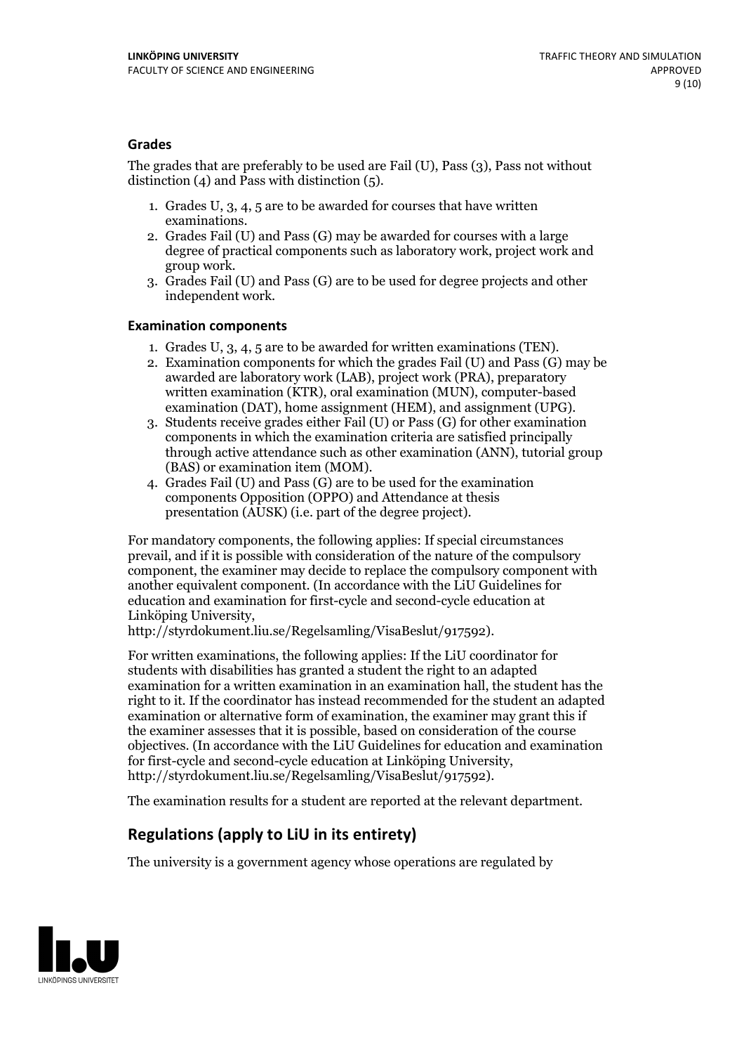### Grades

The grades that are preferably to be used are Fail (U), Pass (3), Pass not without distinction (4) and Pass with distinction (5).

1. Grades U, 3, 4, 5 are to be awarded for courses that have written examinations.
2. Grades Fail (U) and Pass (G) may be awarded for courses with a large degree of practical components such as laboratory work, project work and group work.
3. Grades Fail (U) and Pass (G) are to be used for degree projects and other independent work.

### Examination components

1. Grades U, 3, 4, 5 are to be awarded for written examinations (TEN).
2. Examination components for which the grades Fail (U) and Pass (G) may be awarded are laboratory work (LAB), project work (PRA), preparatory written examination (KTR), oral examination (MUN), computer-based examination (DAT), home assignment (HEM), and assignment (UPG).
3. Students receive grades either Fail (U) or Pass (G) for other examination components in which the examination criteria are satisfied principally through active attendance such as other examination (ANN), tutorial group (BAS) or examination item (MOM).
4. Grades Fail (U) and Pass (G) are to be used for the examination components Opposition (OPPO) and Attendance at thesis presentation (AUSK) (i.e. part of the degree project).

For mandatory components, the following applies: If special circumstances prevail, and if it is possible with consideration of the nature of the compulsory component, the examiner may decide to replace the compulsory component with another equivalent component. (In accordance with the LiU Guidelines for education and examination for first-cycle and second-cycle education at Linköping University, http://styrdokument.liu.se/Regelsamling/VisaBeslut/917592).

For written examinations, the following applies: If the LiU coordinator for students with disabilities has granted a student the right to an adapted examination for a written examination in an examination hall, the student has the right to it. If the coordinator has instead recommended for the student an adapted examination or alternative form of examination, the examiner may grant this if the examiner assesses that it is possible, based on consideration of the course objectives. (In accordance with the LiU Guidelines for education and examination for first-cycle and second-cycle education at Linköping University, http://styrdokument.liu.se/Regelsamling/VisaBeslut/917592).

The examination results for a student are reported at the relevant department.

## Regulations (apply to LiU in its entirety)

The university is a government agency whose operations are regulated by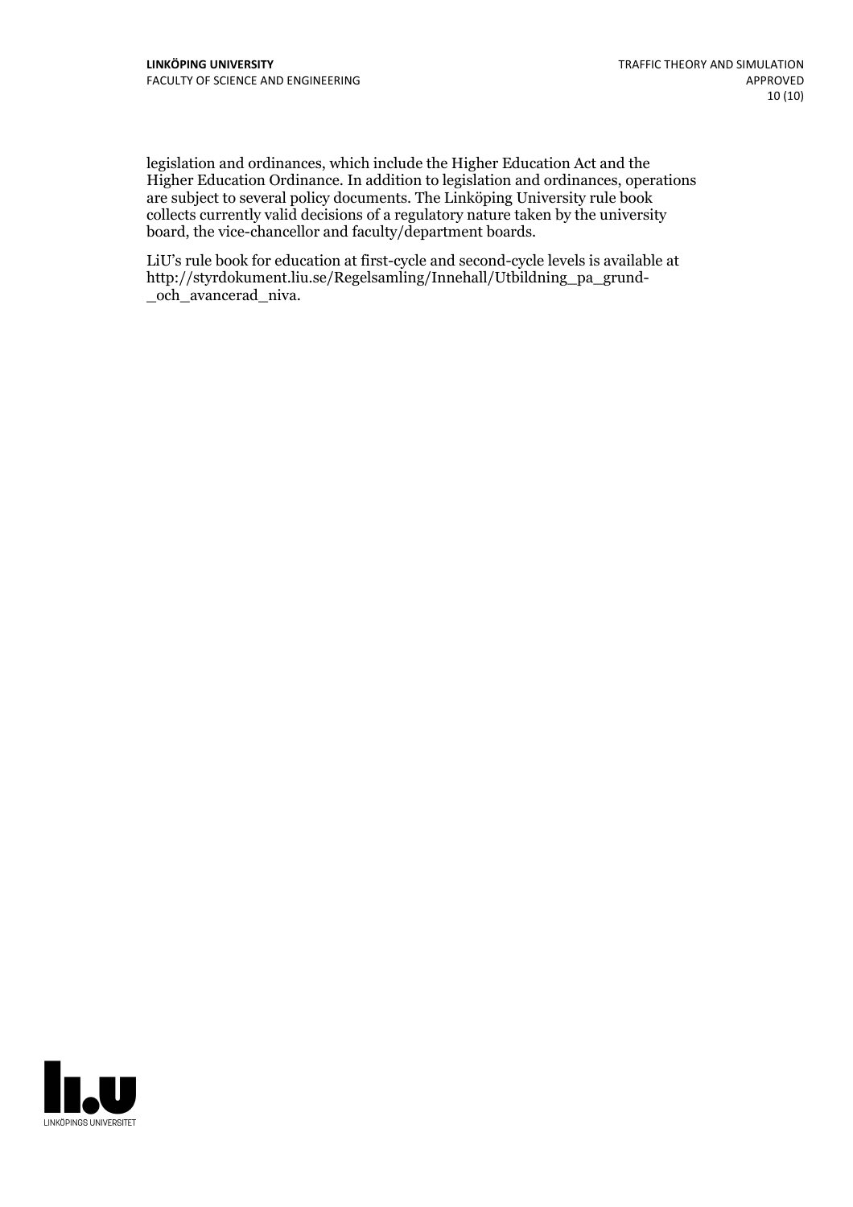legislation and ordinances, which include the Higher Education Act and the Higher Education Ordinance. In addition to legislation and ordinances, operations are subject to several policy documents. The Linköping University rule book collects currently valid decisions of a regulatory nature taken by the university board, the vice-chancellor and faculty/department boards.

LiU's rule book for education at first-cycle and second-cycle levels is available at http://styrdokument.liu.se/Regelsamling/Innehall/Utbildning_pa_grund-_och_avancerad_niva.